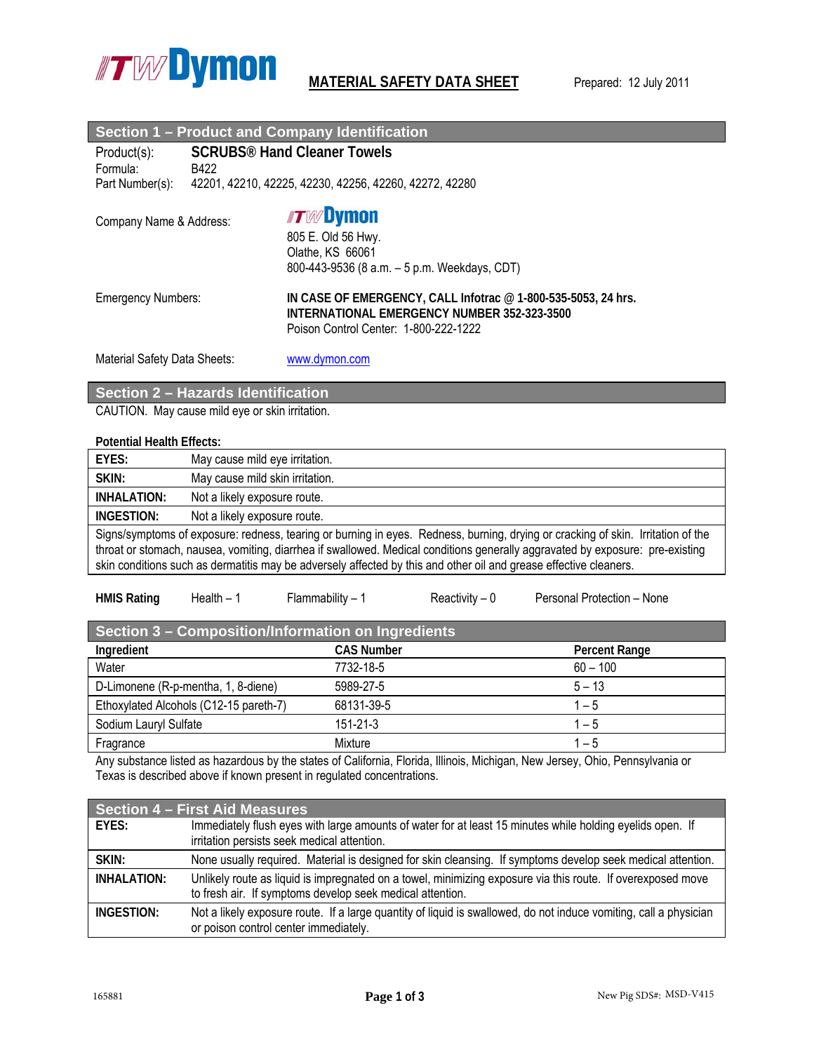ITW Dymon

# MATERIAL SAFETY DATA SHEET

Prepared: 12 July 2011

## Section 1 – Product and Company Identification

Product(s): **SCRUBS® Hand Cleaner Towels**
Formula: B422
Part Number(s): 42201, 42210, 42225, 42230, 42256, 42260, 42272, 42280

Company Name & Address:
ITW Dymon
805 E. Old 56 Hwy.
Olathe, KS 66061
800-443-9536 (8 a.m. – 5 p.m. Weekdays, CDT)

Emergency Numbers:
**IN CASE OF EMERGENCY, CALL Infotrac @ 1-800-535-5053, 24 hrs.**
**INTERNATIONAL EMERGENCY NUMBER 352-323-3500**
Poison Control Center: 1-800-222-1222

Material Safety Data Sheets: www.dymon.com

## Section 2 – Hazards Identification

CAUTION. May cause mild eye or skin irritation.

**Potential Health Effects:**

| | |
|---|---|
| **EYES:** | May cause mild eye irritation. |
| **SKIN:** | May cause mild skin irritation. |
| **INHALATION:** | Not a likely exposure route. |
| **INGESTION:** | Not a likely exposure route. |

Signs/symptoms of exposure: redness, tearing or burning in eyes. Redness, burning, drying or cracking of skin. Irritation of the throat or stomach, nausea, vomiting, diarrhea if swallowed. Medical conditions generally aggravated by exposure: pre-existing skin conditions such as dermatitis may be adversely affected by this and other oil and grease effective cleaners.

**HMIS Rating** Health – 1 Flammability – 1 Reactivity – 0 Personal Protection – None

## Section 3 – Composition/Information on Ingredients

| Ingredient | CAS Number | Percent Range |
|---|---|---|
| Water | 7732-18-5 | 60 – 100 |
| D-Limonene (R-p-mentha, 1, 8-diene) | 5989-27-5 | 5 – 13 |
| Ethoxylated Alcohols (C12-15 pareth-7) | 68131-39-5 | 1 – 5 |
| Sodium Lauryl Sulfate | 151-21-3 | 1 – 5 |
| Fragrance | Mixture | 1 – 5 |

Any substance listed as hazardous by the states of California, Florida, Illinois, Michigan, New Jersey, Ohio, Pennsylvania or Texas is described above if known present in regulated concentrations.

## Section 4 – First Aid Measures

| | |
|---|---|
| **EYES:** | Immediately flush eyes with large amounts of water for at least 15 minutes while holding eyelids open. If irritation persists seek medical attention. |
| **SKIN:** | None usually required. Material is designed for skin cleansing. If symptoms develop seek medical attention. |
| **INHALATION:** | Unlikely route as liquid is impregnated on a towel, minimizing exposure via this route. If overexposed move to fresh air. If symptoms develop seek medical attention. |
| **INGESTION:** | Not a likely exposure route. If a large quantity of liquid is swallowed, do not induce vomiting, call a physician or poison control center immediately. |

165881 New Pig SDS#: MSD-V415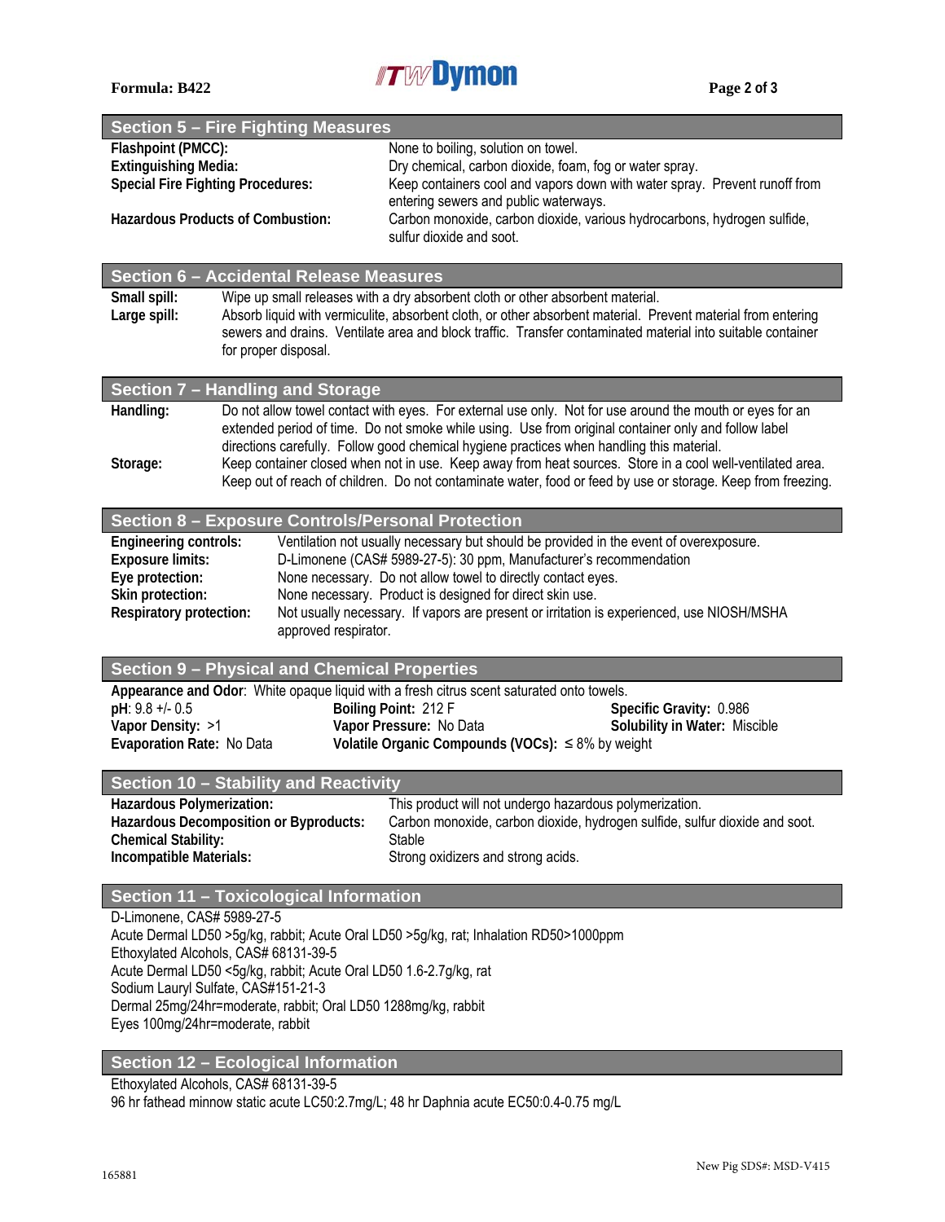## Section 5 – Fire Fighting Measures

**Flashpoint (PMCC):** None to boiling, solution on towel.
**Extinguishing Media:** Dry chemical, carbon dioxide, foam, fog or water spray.
**Special Fire Fighting Procedures:** Keep containers cool and vapors down with water spray. Prevent runoff from entering sewers and public waterways.
**Hazardous Products of Combustion:** Carbon monoxide, carbon dioxide, various hydrocarbons, hydrogen sulfide, sulfur dioxide and soot.

## Section 6 – Accidental Release Measures

**Small spill:** Wipe up small releases with a dry absorbent cloth or other absorbent material.
**Large spill:** Absorb liquid with vermiculite, absorbent cloth, or other absorbent material. Prevent material from entering sewers and drains. Ventilate area and block traffic. Transfer contaminated material into suitable container for proper disposal.

## Section 7 – Handling and Storage

**Handling:** Do not allow towel contact with eyes. For external use only. Not for use around the mouth or eyes for an extended period of time. Do not smoke while using. Use from original container only and follow label directions carefully. Follow good chemical hygiene practices when handling this material.
**Storage:** Keep container closed when not in use. Keep away from heat sources. Store in a cool well-ventilated area. Keep out of reach of children. Do not contaminate water, food or feed by use or storage. Keep from freezing.

## Section 8 – Exposure Controls/Personal Protection

**Engineering controls:** Ventilation not usually necessary but should be provided in the event of overexposure.
**Exposure limits:** D-Limonene (CAS# 5989-27-5): 30 ppm, Manufacturer's recommendation
**Eye protection:** None necessary. Do not allow towel to directly contact eyes.
**Skin protection:** None necessary. Product is designed for direct skin use.
**Respiratory protection:** Not usually necessary. If vapors are present or irritation is experienced, use NIOSH/MSHA approved respirator.

## Section 9 – Physical and Chemical Properties

**Appearance and Odor**: White opaque liquid with a fresh citrus scent saturated onto towels.

**pH**: 9.8 +/- 0.5
**Boiling Point:** 212 F
**Specific Gravity:** 0.986
**Vapor Density:** >1
**Vapor Pressure:** No Data
**Solubility in Water:** Miscible
**Evaporation Rate:** No Data
**Volatile Organic Compounds (VOCs):** ≤ 8% by weight

## Section 10 – Stability and Reactivity

**Hazardous Polymerization:** This product will not undergo hazardous polymerization.
**Hazardous Decomposition or Byproducts:** Carbon monoxide, carbon dioxide, hydrogen sulfide, sulfur dioxide and soot.
**Chemical Stability:** Stable
**Incompatible Materials:** Strong oxidizers and strong acids.

## Section 11 – Toxicological Information

D-Limonene, CAS# 5989-27-5
Acute Dermal LD50 >5g/kg, rabbit; Acute Oral LD50 >5g/kg, rat; Inhalation RD50>1000ppm
Ethoxylated Alcohols, CAS# 68131-39-5
Acute Dermal LD50 <5g/kg, rabbit; Acute Oral LD50 1.6-2.7g/kg, rat
Sodium Lauryl Sulfate, CAS#151-21-3
Dermal 25mg/24hr=moderate, rabbit; Oral LD50 1288mg/kg, rabbit
Eyes 100mg/24hr=moderate, rabbit

## Section 12 – Ecological Information

Ethoxylated Alcohols, CAS# 68131-39-5
96 hr fathead minnow static acute LC50:2.7mg/L; 48 hr Daphnia acute EC50:0.4-0.75 mg/L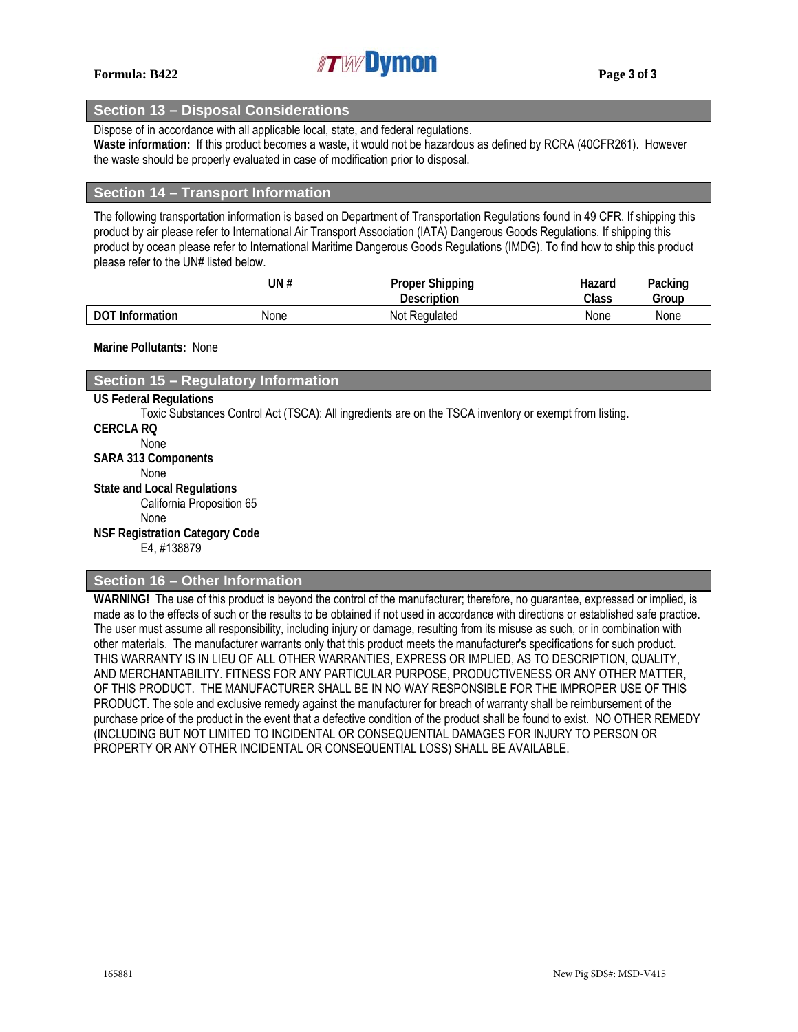## Section 13 – Disposal Considerations

Dispose of in accordance with all applicable local, state, and federal regulations.
**Waste information:** If this product becomes a waste, it would not be hazardous as defined by RCRA (40CFR261). However the waste should be properly evaluated in case of modification prior to disposal.

## Section 14 – Transport Information

The following transportation information is based on Department of Transportation Regulations found in 49 CFR. If shipping this product by air please refer to International Air Transport Association (IATA) Dangerous Goods Regulations. If shipping this product by ocean please refer to International Maritime Dangerous Goods Regulations (IMDG). To find how to ship this product please refer to the UN# listed below.

| | UN # | Proper Shipping Description | Hazard Class | Packing Group |
|---|---|---|---|---|
| **DOT Information** | None | Not Regulated | None | None |

**Marine Pollutants:** None

## Section 15 – Regulatory Information

**US Federal Regulations**
Toxic Substances Control Act (TSCA): All ingredients are on the TSCA inventory or exempt from listing.

**CERCLA RQ**
None

**SARA 313 Components**
None

**State and Local Regulations**
California Proposition 65
None

**NSF Registration Category Code**
E4, #138879

## Section 16 – Other Information

**WARNING!** The use of this product is beyond the control of the manufacturer; therefore, no guarantee, expressed or implied, is made as to the effects of such or the results to be obtained if not used in accordance with directions or established safe practice. The user must assume all responsibility, including injury or damage, resulting from its misuse as such, or in combination with other materials. The manufacturer warrants only that this product meets the manufacturer's specifications for such product. THIS WARRANTY IS IN LIEU OF ALL OTHER WARRANTIES, EXPRESS OR IMPLIED, AS TO DESCRIPTION, QUALITY, AND MERCHANTABILITY. FITNESS FOR ANY PARTICULAR PURPOSE, PRODUCTIVENESS OR ANY OTHER MATTER, OF THIS PRODUCT. THE MANUFACTURER SHALL BE IN NO WAY RESPONSIBLE FOR THE IMPROPER USE OF THIS PRODUCT. The sole and exclusive remedy against the manufacturer for breach of warranty shall be reimbursement of the purchase price of the product in the event that a defective condition of the product shall be found to exist. NO OTHER REMEDY (INCLUDING BUT NOT LIMITED TO INCIDENTAL OR CONSEQUENTIAL DAMAGES FOR INJURY TO PERSON OR PROPERTY OR ANY OTHER INCIDENTAL OR CONSEQUENTIAL LOSS) SHALL BE AVAILABLE.